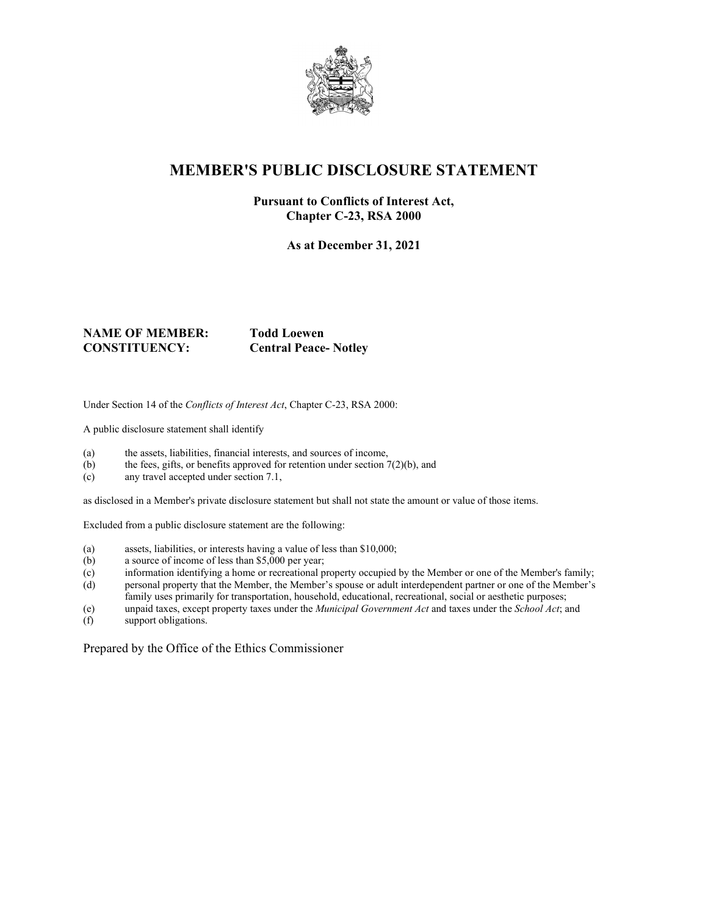# MEMBER'S PUBLIC DISCLOSURE STATEMENT

**Pursuant to Conflicts of Interest Act, Chapter C-23, RSA 2000**

**As at December 31, 2021**

**NAME OF MEMBER:** **Todd Loewen**
**CONSTITUENCY:** **Central Peace- Notley**

Under Section 14 of the *Conflicts of Interest Act*, Chapter C-23, RSA 2000:

A public disclosure statement shall identify

(a) the assets, liabilities, financial interests, and sources of income,
(b) the fees, gifts, or benefits approved for retention under section 7(2)(b), and
(c) any travel accepted under section 7.1,

as disclosed in a Member's private disclosure statement but shall not state the amount or value of those items.

Excluded from a public disclosure statement are the following:

(a) assets, liabilities, or interests having a value of less than $10,000;
(b) a source of income of less than $5,000 per year;
(c) information identifying a home or recreational property occupied by the Member or one of the Member's family;
(d) personal property that the Member, the Member's spouse or adult interdependent partner or one of the Member's family uses primarily for transportation, household, educational, recreational, social or aesthetic purposes;
(e) unpaid taxes, except property taxes under the *Municipal Government Act* and taxes under the *School Act*; and
(f) support obligations.

Prepared by the Office of the Ethics Commissioner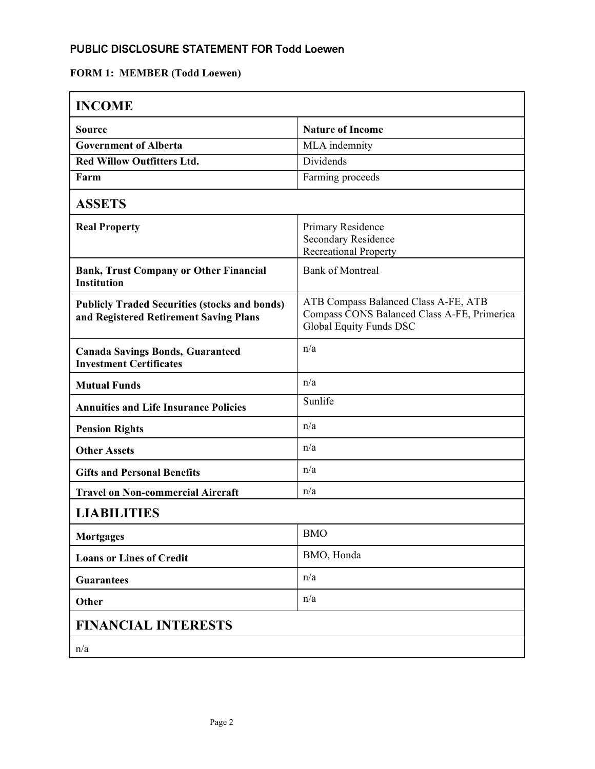## PUBLIC DISCLOSURE STATEMENT FOR Todd Loewen

**FORM 1: MEMBER (Todd Loewen)**

### INCOME

| Source | Nature of Income |
|---|---|
| **Government of Alberta** | MLA indemnity |
| **Red Willow Outfitters Ltd.** | Dividends |
| **Farm** | Farming proceeds |

### ASSETS

| | |
|---|---|
| **Real Property** | Primary Residence<br>Secondary Residence<br>Recreational Property |
| **Bank, Trust Company or Other Financial Institution** | Bank of Montreal |
| **Publicly Traded Securities (stocks and bonds) and Registered Retirement Saving Plans** | ATB Compass Balanced Class A-FE, ATB Compass CONS Balanced Class A-FE, Primerica Global Equity Funds DSC |
| **Canada Savings Bonds, Guaranteed Investment Certificates** | n/a |
| **Mutual Funds** | n/a |
| **Annuities and Life Insurance Policies** | Sunlife |
| **Pension Rights** | n/a |
| **Other Assets** | n/a |
| **Gifts and Personal Benefits** | n/a |
| **Travel on Non-commercial Aircraft** | n/a |

### LIABILITIES

| | |
|---|---|
| **Mortgages** | BMO |
| **Loans or Lines of Credit** | BMO, Honda |
| **Guarantees** | n/a |
| **Other** | n/a |

### FINANCIAL INTERESTS

n/a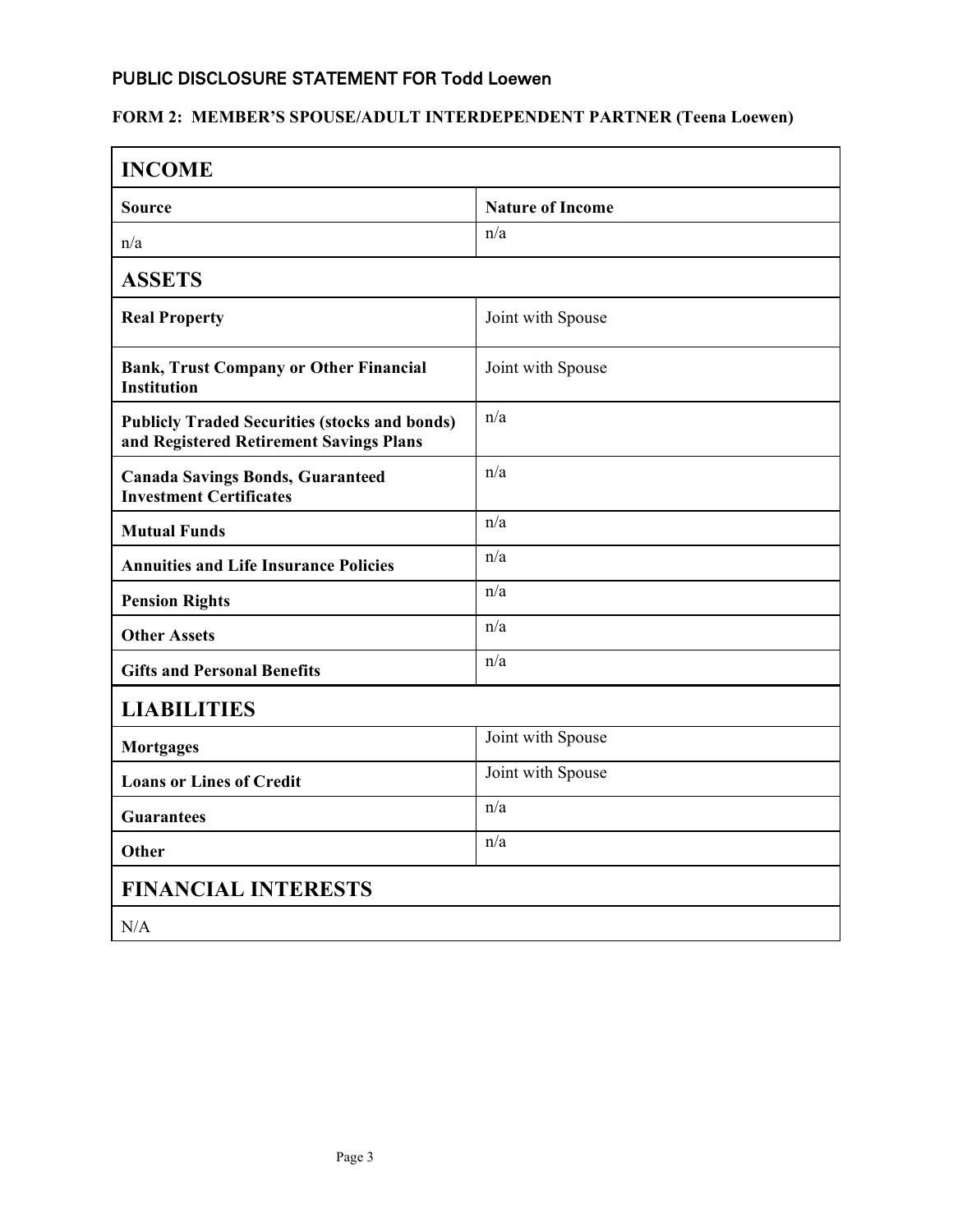## PUBLIC DISCLOSURE STATEMENT FOR Todd Loewen

### FORM 2: MEMBER'S SPOUSE/ADULT INTERDEPENDENT PARTNER (Teena Loewen)

| **INCOME** | |
|---|---|
| **Source** | **Nature of Income** |
| n/a | n/a |
| **ASSETS** | |
| **Real Property** | Joint with Spouse |
| **Bank, Trust Company or Other Financial Institution** | Joint with Spouse |
| **Publicly Traded Securities (stocks and bonds) and Registered Retirement Savings Plans** | n/a |
| **Canada Savings Bonds, Guaranteed Investment Certificates** | n/a |
| **Mutual Funds** | n/a |
| **Annuities and Life Insurance Policies** | n/a |
| **Pension Rights** | n/a |
| **Other Assets** | n/a |
| **Gifts and Personal Benefits** | n/a |
| **LIABILITIES** | |
| **Mortgages** | Joint with Spouse |
| **Loans or Lines of Credit** | Joint with Spouse |
| **Guarantees** | n/a |
| **Other** | n/a |
| **FINANCIAL INTERESTS** | |
| N/A | |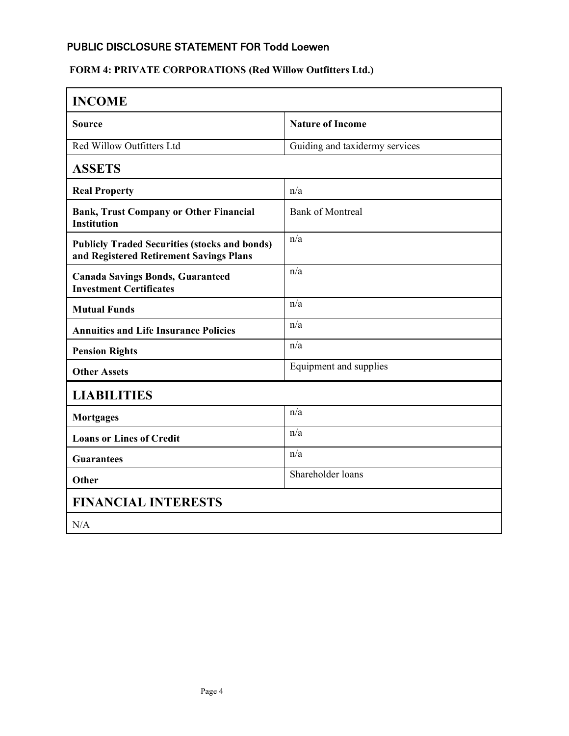## PUBLIC DISCLOSURE STATEMENT FOR Todd Loewen

### FORM 4: PRIVATE CORPORATIONS (Red Willow Outfitters Ltd.)

| INCOME | |
|---|---|
| **Source** | **Nature of Income** |
| Red Willow Outfitters Ltd | Guiding and taxidermy services |
| **ASSETS** | |
| **Real Property** | n/a |
| **Bank, Trust Company or Other Financial Institution** | Bank of Montreal |
| **Publicly Traded Securities (stocks and bonds) and Registered Retirement Savings Plans** | n/a |
| **Canada Savings Bonds, Guaranteed Investment Certificates** | n/a |
| **Mutual Funds** | n/a |
| **Annuities and Life Insurance Policies** | n/a |
| **Pension Rights** | n/a |
| **Other Assets** | Equipment and supplies |
| **LIABILITIES** | |
| **Mortgages** | n/a |
| **Loans or Lines of Credit** | n/a |
| **Guarantees** | n/a |
| **Other** | Shareholder loans |
| **FINANCIAL INTERESTS** | |
| N/A | |